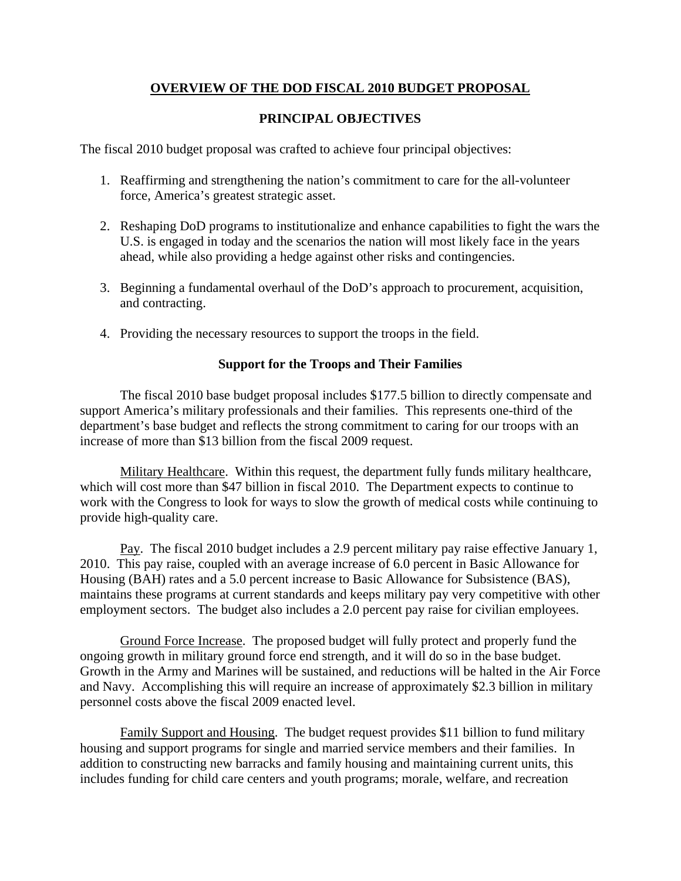# OVERVIEW OF THE DOD FISCAL 2010 BUDGET PROPOSAL

## PRINCIPAL OBJECTIVES

The fiscal 2010 budget proposal was crafted to achieve four principal objectives:

1. Reaffirming and strengthening the nation's commitment to care for the all-volunteer force, America's greatest strategic asset.

2. Reshaping DoD programs to institutionalize and enhance capabilities to fight the wars the U.S. is engaged in today and the scenarios the nation will most likely face in the years ahead, while also providing a hedge against other risks and contingencies.

3. Beginning a fundamental overhaul of the DoD's approach to procurement, acquisition, and contracting.

4. Providing the necessary resources to support the troops in the field.

### Support for the Troops and Their Families

The fiscal 2010 base budget proposal includes $177.5 billion to directly compensate and support America's military professionals and their families. This represents one-third of the department's base budget and reflects the strong commitment to caring for our troops with an increase of more than $13 billion from the fiscal 2009 request.

Military Healthcare. Within this request, the department fully funds military healthcare, which will cost more than $47 billion in fiscal 2010. The Department expects to continue to work with the Congress to look for ways to slow the growth of medical costs while continuing to provide high-quality care.

Pay. The fiscal 2010 budget includes a 2.9 percent military pay raise effective January 1, 2010. This pay raise, coupled with an average increase of 6.0 percent in Basic Allowance for Housing (BAH) rates and a 5.0 percent increase to Basic Allowance for Subsistence (BAS), maintains these programs at current standards and keeps military pay very competitive with other employment sectors. The budget also includes a 2.0 percent pay raise for civilian employees.

Ground Force Increase. The proposed budget will fully protect and properly fund the ongoing growth in military ground force end strength, and it will do so in the base budget. Growth in the Army and Marines will be sustained, and reductions will be halted in the Air Force and Navy. Accomplishing this will require an increase of approximately $2.3 billion in military personnel costs above the fiscal 2009 enacted level.

Family Support and Housing. The budget request provides $11 billion to fund military housing and support programs for single and married service members and their families. In addition to constructing new barracks and family housing and maintaining current units, this includes funding for child care centers and youth programs; morale, welfare, and recreation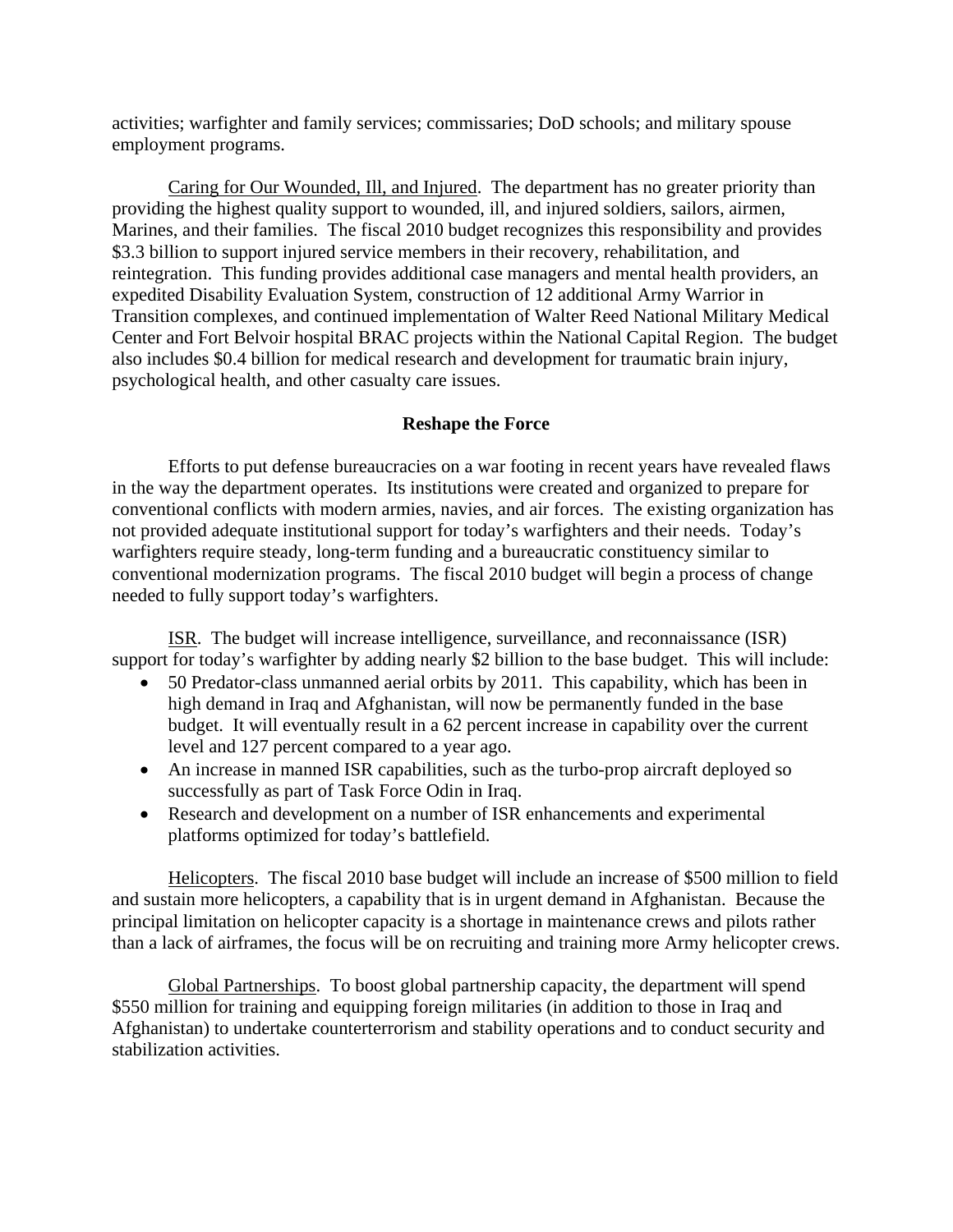activities; warfighter and family services; commissaries; DoD schools; and military spouse employment programs.

Caring for Our Wounded, Ill, and Injured. The department has no greater priority than providing the highest quality support to wounded, ill, and injured soldiers, sailors, airmen, Marines, and their families. The fiscal 2010 budget recognizes this responsibility and provides $3.3 billion to support injured service members in their recovery, rehabilitation, and reintegration. This funding provides additional case managers and mental health providers, an expedited Disability Evaluation System, construction of 12 additional Army Warrior in Transition complexes, and continued implementation of Walter Reed National Military Medical Center and Fort Belvoir hospital BRAC projects within the National Capital Region. The budget also includes $0.4 billion for medical research and development for traumatic brain injury, psychological health, and other casualty care issues.

### Reshape the Force

Efforts to put defense bureaucracies on a war footing in recent years have revealed flaws in the way the department operates. Its institutions were created and organized to prepare for conventional conflicts with modern armies, navies, and air forces. The existing organization has not provided adequate institutional support for today's warfighters and their needs. Today's warfighters require steady, long-term funding and a bureaucratic constituency similar to conventional modernization programs. The fiscal 2010 budget will begin a process of change needed to fully support today's warfighters.

ISR. The budget will increase intelligence, surveillance, and reconnaissance (ISR) support for today's warfighter by adding nearly $2 billion to the base budget. This will include:

- 50 Predator-class unmanned aerial orbits by 2011. This capability, which has been in high demand in Iraq and Afghanistan, will now be permanently funded in the base budget. It will eventually result in a 62 percent increase in capability over the current level and 127 percent compared to a year ago.
- An increase in manned ISR capabilities, such as the turbo-prop aircraft deployed so successfully as part of Task Force Odin in Iraq.
- Research and development on a number of ISR enhancements and experimental platforms optimized for today's battlefield.

Helicopters. The fiscal 2010 base budget will include an increase of $500 million to field and sustain more helicopters, a capability that is in urgent demand in Afghanistan. Because the principal limitation on helicopter capacity is a shortage in maintenance crews and pilots rather than a lack of airframes, the focus will be on recruiting and training more Army helicopter crews.

Global Partnerships. To boost global partnership capacity, the department will spend $550 million for training and equipping foreign militaries (in addition to those in Iraq and Afghanistan) to undertake counterterrorism and stability operations and to conduct security and stabilization activities.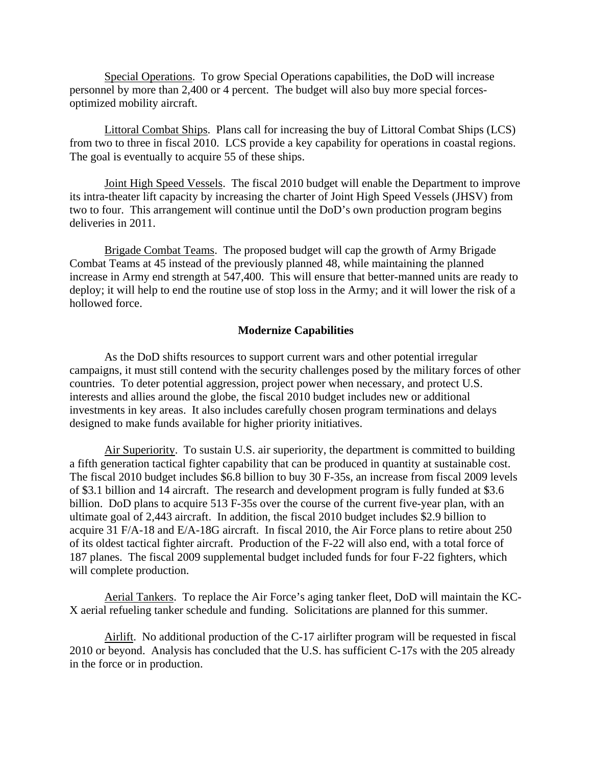Special Operations. To grow Special Operations capabilities, the DoD will increase personnel by more than 2,400 or 4 percent. The budget will also buy more special forces-optimized mobility aircraft.

Littoral Combat Ships. Plans call for increasing the buy of Littoral Combat Ships (LCS) from two to three in fiscal 2010. LCS provide a key capability for operations in coastal regions. The goal is eventually to acquire 55 of these ships.

Joint High Speed Vessels. The fiscal 2010 budget will enable the Department to improve its intra-theater lift capacity by increasing the charter of Joint High Speed Vessels (JHSV) from two to four. This arrangement will continue until the DoD's own production program begins deliveries in 2011.

Brigade Combat Teams. The proposed budget will cap the growth of Army Brigade Combat Teams at 45 instead of the previously planned 48, while maintaining the planned increase in Army end strength at 547,400. This will ensure that better-manned units are ready to deploy; it will help to end the routine use of stop loss in the Army; and it will lower the risk of a hollowed force.

**Modernize Capabilities**

As the DoD shifts resources to support current wars and other potential irregular campaigns, it must still contend with the security challenges posed by the military forces of other countries. To deter potential aggression, project power when necessary, and protect U.S. interests and allies around the globe, the fiscal 2010 budget includes new or additional investments in key areas. It also includes carefully chosen program terminations and delays designed to make funds available for higher priority initiatives.

Air Superiority. To sustain U.S. air superiority, the department is committed to building a fifth generation tactical fighter capability that can be produced in quantity at sustainable cost. The fiscal 2010 budget includes $6.8 billion to buy 30 F-35s, an increase from fiscal 2009 levels of $3.1 billion and 14 aircraft. The research and development program is fully funded at $3.6 billion. DoD plans to acquire 513 F-35s over the course of the current five-year plan, with an ultimate goal of 2,443 aircraft. In addition, the fiscal 2010 budget includes $2.9 billion to acquire 31 F/A-18 and E/A-18G aircraft. In fiscal 2010, the Air Force plans to retire about 250 of its oldest tactical fighter aircraft. Production of the F-22 will also end, with a total force of 187 planes. The fiscal 2009 supplemental budget included funds for four F-22 fighters, which will complete production.

Aerial Tankers. To replace the Air Force's aging tanker fleet, DoD will maintain the KC-X aerial refueling tanker schedule and funding. Solicitations are planned for this summer.

Airlift. No additional production of the C-17 airlifter program will be requested in fiscal 2010 or beyond. Analysis has concluded that the U.S. has sufficient C-17s with the 205 already in the force or in production.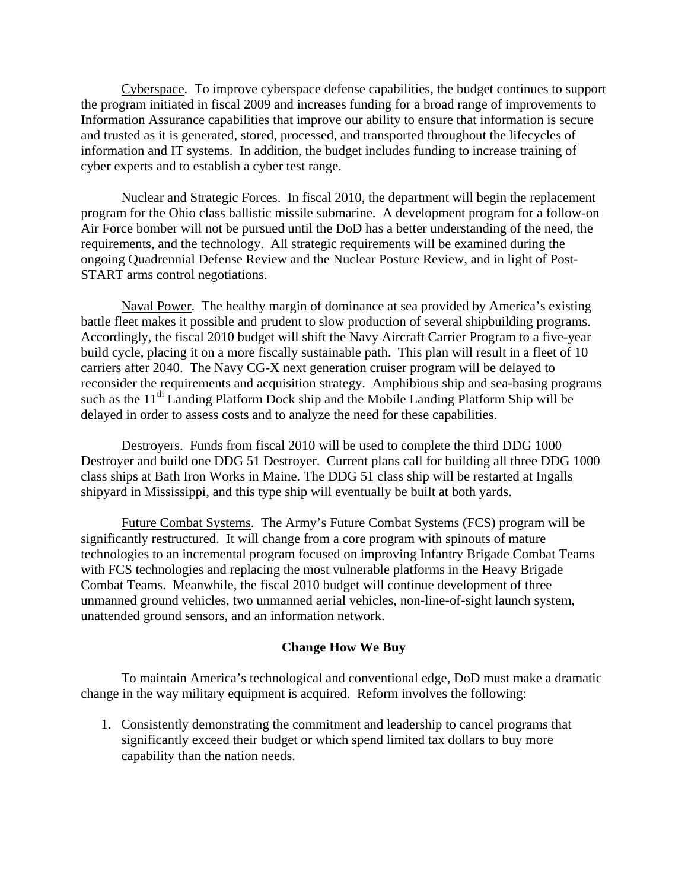Cyberspace. To improve cyberspace defense capabilities, the budget continues to support the program initiated in fiscal 2009 and increases funding for a broad range of improvements to Information Assurance capabilities that improve our ability to ensure that information is secure and trusted as it is generated, stored, processed, and transported throughout the lifecycles of information and IT systems. In addition, the budget includes funding to increase training of cyber experts and to establish a cyber test range.

Nuclear and Strategic Forces. In fiscal 2010, the department will begin the replacement program for the Ohio class ballistic missile submarine. A development program for a follow-on Air Force bomber will not be pursued until the DoD has a better understanding of the need, the requirements, and the technology. All strategic requirements will be examined during the ongoing Quadrennial Defense Review and the Nuclear Posture Review, and in light of Post-START arms control negotiations.

Naval Power. The healthy margin of dominance at sea provided by America's existing battle fleet makes it possible and prudent to slow production of several shipbuilding programs. Accordingly, the fiscal 2010 budget will shift the Navy Aircraft Carrier Program to a five-year build cycle, placing it on a more fiscally sustainable path. This plan will result in a fleet of 10 carriers after 2040. The Navy CG-X next generation cruiser program will be delayed to reconsider the requirements and acquisition strategy. Amphibious ship and sea-basing programs such as the 11th Landing Platform Dock ship and the Mobile Landing Platform Ship will be delayed in order to assess costs and to analyze the need for these capabilities.

Destroyers. Funds from fiscal 2010 will be used to complete the third DDG 1000 Destroyer and build one DDG 51 Destroyer. Current plans call for building all three DDG 1000 class ships at Bath Iron Works in Maine. The DDG 51 class ship will be restarted at Ingalls shipyard in Mississippi, and this type ship will eventually be built at both yards.

Future Combat Systems. The Army's Future Combat Systems (FCS) program will be significantly restructured. It will change from a core program with spinouts of mature technologies to an incremental program focused on improving Infantry Brigade Combat Teams with FCS technologies and replacing the most vulnerable platforms in the Heavy Brigade Combat Teams. Meanwhile, the fiscal 2010 budget will continue development of three unmanned ground vehicles, two unmanned aerial vehicles, non-line-of-sight launch system, unattended ground sensors, and an information network.

**Change How We Buy**

To maintain America's technological and conventional edge, DoD must make a dramatic change in the way military equipment is acquired. Reform involves the following:

1. Consistently demonstrating the commitment and leadership to cancel programs that significantly exceed their budget or which spend limited tax dollars to buy more capability than the nation needs.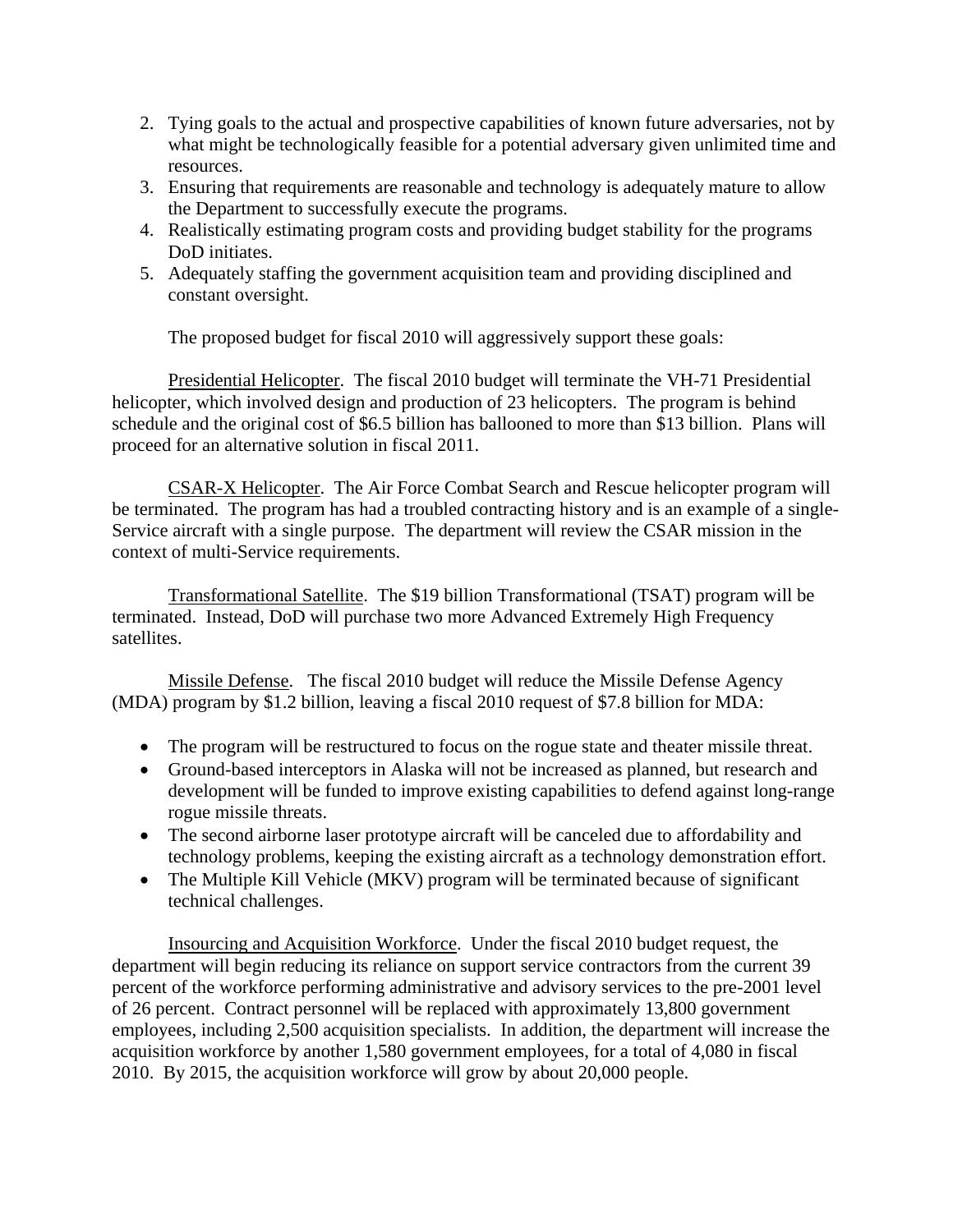2. Tying goals to the actual and prospective capabilities of known future adversaries, not by what might be technologically feasible for a potential adversary given unlimited time and resources.
3. Ensuring that requirements are reasonable and technology is adequately mature to allow the Department to successfully execute the programs.
4. Realistically estimating program costs and providing budget stability for the programs DoD initiates.
5. Adequately staffing the government acquisition team and providing disciplined and constant oversight.

The proposed budget for fiscal 2010 will aggressively support these goals:

<u>Presidential Helicopter</u>. The fiscal 2010 budget will terminate the VH-71 Presidential helicopter, which involved design and production of 23 helicopters. The program is behind schedule and the original cost of $6.5 billion has ballooned to more than $13 billion. Plans will proceed for an alternative solution in fiscal 2011.

<u>CSAR-X Helicopter</u>. The Air Force Combat Search and Rescue helicopter program will be terminated. The program has had a troubled contracting history and is an example of a single-Service aircraft with a single purpose. The department will review the CSAR mission in the context of multi-Service requirements.

<u>Transformational Satellite</u>. The $19 billion Transformational (TSAT) program will be terminated. Instead, DoD will purchase two more Advanced Extremely High Frequency satellites.

<u>Missile Defense</u>. The fiscal 2010 budget will reduce the Missile Defense Agency (MDA) program by $1.2 billion, leaving a fiscal 2010 request of $7.8 billion for MDA:

- The program will be restructured to focus on the rogue state and theater missile threat.
- Ground-based interceptors in Alaska will not be increased as planned, but research and development will be funded to improve existing capabilities to defend against long-range rogue missile threats.
- The second airborne laser prototype aircraft will be canceled due to affordability and technology problems, keeping the existing aircraft as a technology demonstration effort.
- The Multiple Kill Vehicle (MKV) program will be terminated because of significant technical challenges.

<u>Insourcing and Acquisition Workforce</u>. Under the fiscal 2010 budget request, the department will begin reducing its reliance on support service contractors from the current 39 percent of the workforce performing administrative and advisory services to the pre-2001 level of 26 percent. Contract personnel will be replaced with approximately 13,800 government employees, including 2,500 acquisition specialists. In addition, the department will increase the acquisition workforce by another 1,580 government employees, for a total of 4,080 in fiscal 2010. By 2015, the acquisition workforce will grow by about 20,000 people.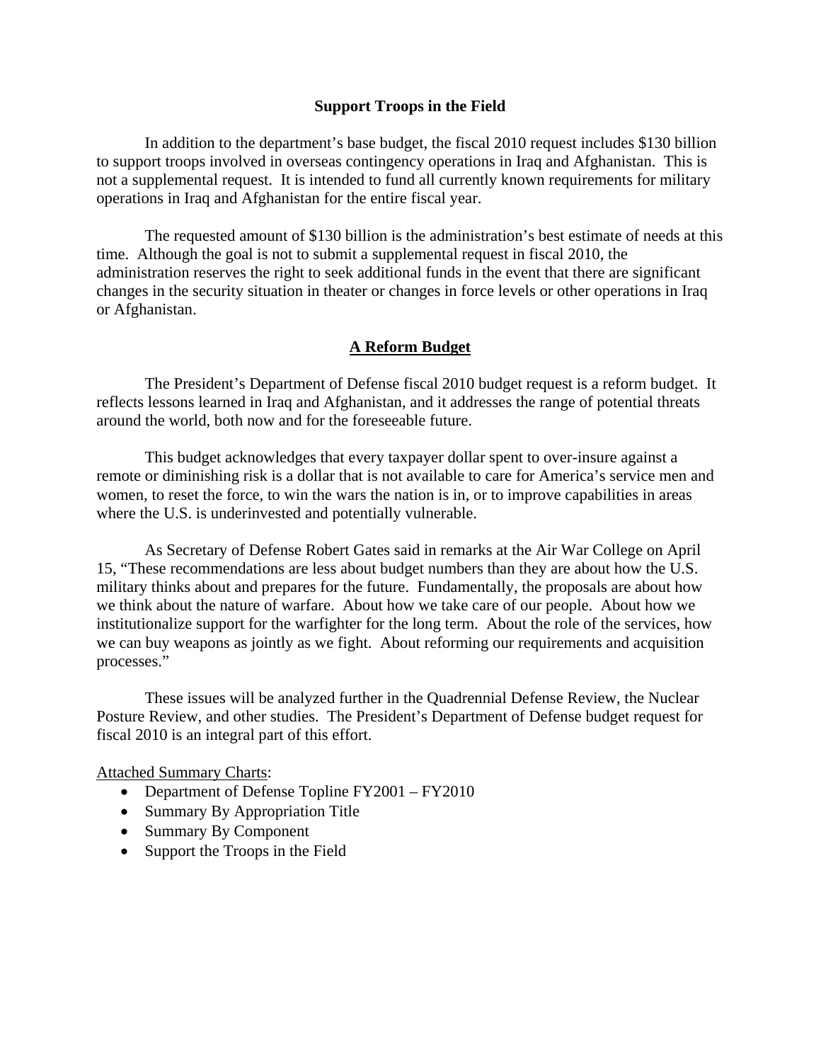## Support Troops in the Field

In addition to the department's base budget, the fiscal 2010 request includes $130 billion to support troops involved in overseas contingency operations in Iraq and Afghanistan. This is not a supplemental request. It is intended to fund all currently known requirements for military operations in Iraq and Afghanistan for the entire fiscal year.

The requested amount of $130 billion is the administration's best estimate of needs at this time. Although the goal is not to submit a supplemental request in fiscal 2010, the administration reserves the right to seek additional funds in the event that there are significant changes in the security situation in theater or changes in force levels or other operations in Iraq or Afghanistan.

## A Reform Budget

The President's Department of Defense fiscal 2010 budget request is a reform budget. It reflects lessons learned in Iraq and Afghanistan, and it addresses the range of potential threats around the world, both now and for the foreseeable future.

This budget acknowledges that every taxpayer dollar spent to over-insure against a remote or diminishing risk is a dollar that is not available to care for America's service men and women, to reset the force, to win the wars the nation is in, or to improve capabilities in areas where the U.S. is underinvested and potentially vulnerable.

As Secretary of Defense Robert Gates said in remarks at the Air War College on April 15, "These recommendations are less about budget numbers than they are about how the U.S. military thinks about and prepares for the future. Fundamentally, the proposals are about how we think about the nature of warfare. About how we take care of our people. About how we institutionalize support for the warfighter for the long term. About the role of the services, how we can buy weapons as jointly as we fight. About reforming our requirements and acquisition processes."

These issues will be analyzed further in the Quadrennial Defense Review, the Nuclear Posture Review, and other studies. The President's Department of Defense budget request for fiscal 2010 is an integral part of this effort.

Attached Summary Charts:

- Department of Defense Topline FY2001 – FY2010
- Summary By Appropriation Title
- Summary By Component
- Support the Troops in the Field